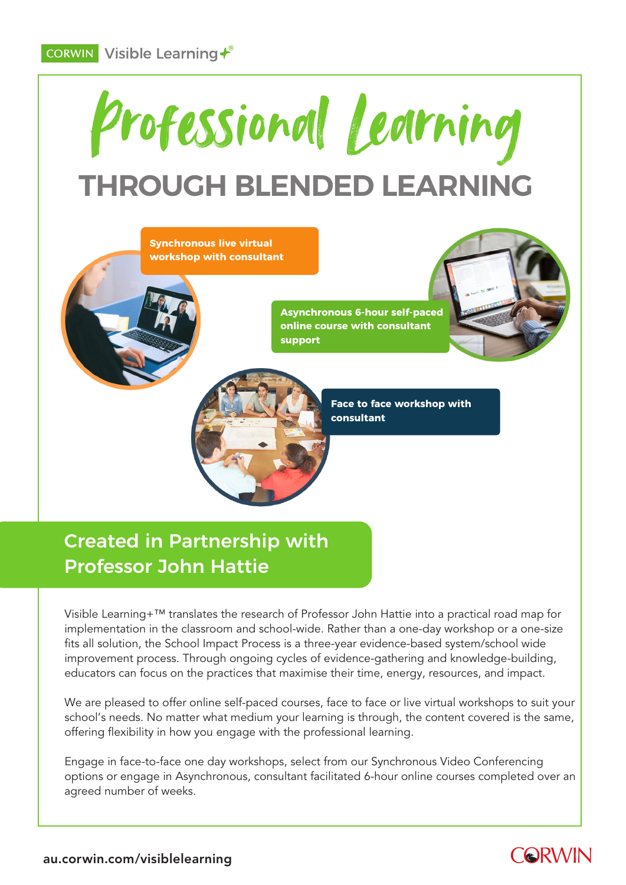CORWIN Visible Learning+®

# Professional Learning

## THROUGH BLENDED LEARNING

**Synchronous live virtual workshop with consultant**

**Asynchronous 6-hour self-paced online course with consultant support**

**Face to face workshop with consultant**

## Created in Partnership with Professor John Hattie

Visible Learning+™ translates the research of Professor John Hattie into a practical road map for implementation in the classroom and school-wide. Rather than a one-day workshop or a one-size fits all solution, the School Impact Process is a three-year evidence-based system/school wide improvement process. Through ongoing cycles of evidence-gathering and knowledge-building, educators can focus on the practices that maximise their time, energy, resources, and impact.

We are pleased to offer online self-paced courses, face to face or live virtual workshops to suit your school's needs. No matter what medium your learning is through, the content covered is the same, offering flexibility in how you engage with the professional learning.

Engage in face-to-face one day workshops, select from our Synchronous Video Conferencing options or engage in Asynchronous, consultant facilitated 6-hour online courses completed over an agreed number of weeks.

au.corwin.com/visiblelearning

CORWIN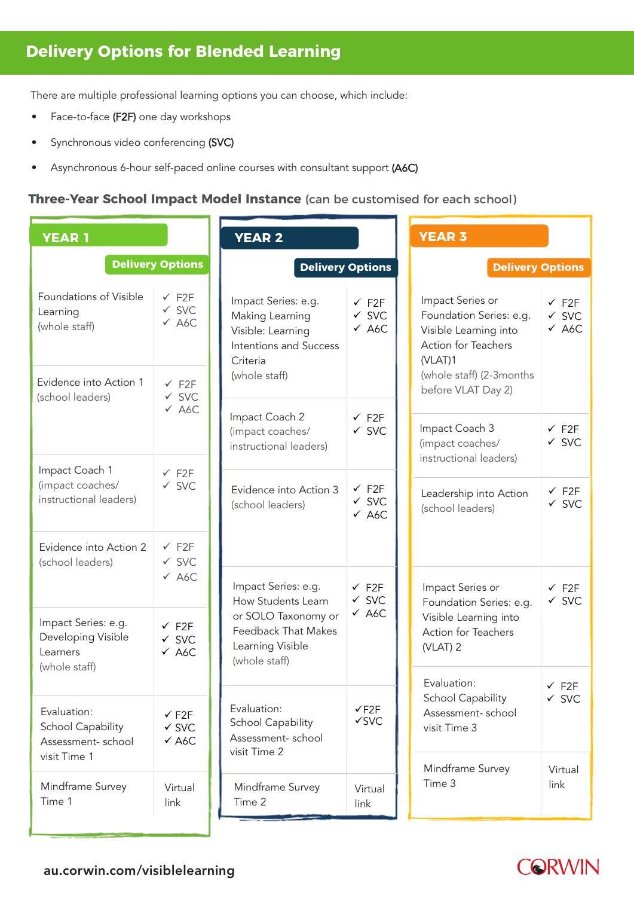# Delivery Options for Blended Learning

There are multiple professional learning options you can choose, which include:

- Face-to-face **(F2F)** one day workshops
- Synchronous video conferencing **(SVC)**
- Asynchronous 6-hour self-paced online courses with consultant support **(A6C)**

## Three-Year School Impact Model Instance (can be customised for each school)

### YEAR 1

| | Delivery Options |
|---|---|
| Foundations of Visible Learning (whole staff) | ✓ F2F ✓ SVC ✓ A6C |
| Evidence into Action 1 (school leaders) | ✓ F2F ✓ SVC ✓ A6C |
| Impact Coach 1 (impact coaches/ instructional leaders) | ✓ F2F ✓ SVC |
| Evidence into Action 2 (school leaders) | ✓ F2F ✓ SVC ✓ A6C |
| Impact Series: e.g. Developing Visible Learners (whole staff) | ✓ F2F ✓ SVC ✓ A6C |
| Evaluation: School Capability Assessment- school visit Time 1 | ✓ F2F ✓ SVC ✓ A6C |
| Mindframe Survey Time 1 | Virtual link |

### YEAR 2

| | Delivery Options |
|---|---|
| Impact Series: e.g. Making Learning Visible: Learning Intentions and Success Criteria (whole staff) | ✓ F2F ✓ SVC ✓ A6C |
| Impact Coach 2 (impact coaches/ instructional leaders) | ✓ F2F ✓ SVC |
| Evidence into Action 3 (school leaders) | ✓ F2F ✓ SVC ✓ A6C |
| Impact Series: e.g. How Students Learn or SOLO Taxonomy or Feedback That Makes Learning Visible (whole staff) | ✓ F2F ✓ SVC ✓ A6C |
| Evaluation: School Capability Assessment- school visit Time 2 | ✓F2F ✓SVC |
| Mindframe Survey Time 2 | Virtual link |

### YEAR 3

| | Delivery Options |
|---|---|
| Impact Series or Foundation Series: e.g. Visible Learning into Action for Teachers (VLAT)1 (whole staff) (2-3months before VLAT Day 2) | ✓ F2F ✓ SVC ✓ A6C |
| Impact Coach 3 (impact coaches/ instructional leaders) | ✓ F2F ✓ SVC |
| Leadership into Action (school leaders) | ✓ F2F ✓ SVC |
| Impact Series or Foundation Series: e.g. Visible Learning into Action for Teachers (VLAT) 2 | ✓ F2F ✓ SVC |
| Evaluation: School Capability Assessment- school visit Time 3 | ✓ F2F ✓ SVC |
| Mindframe Survey Time 3 | Virtual link |

au.corwin.com/visiblelearning

CORWIN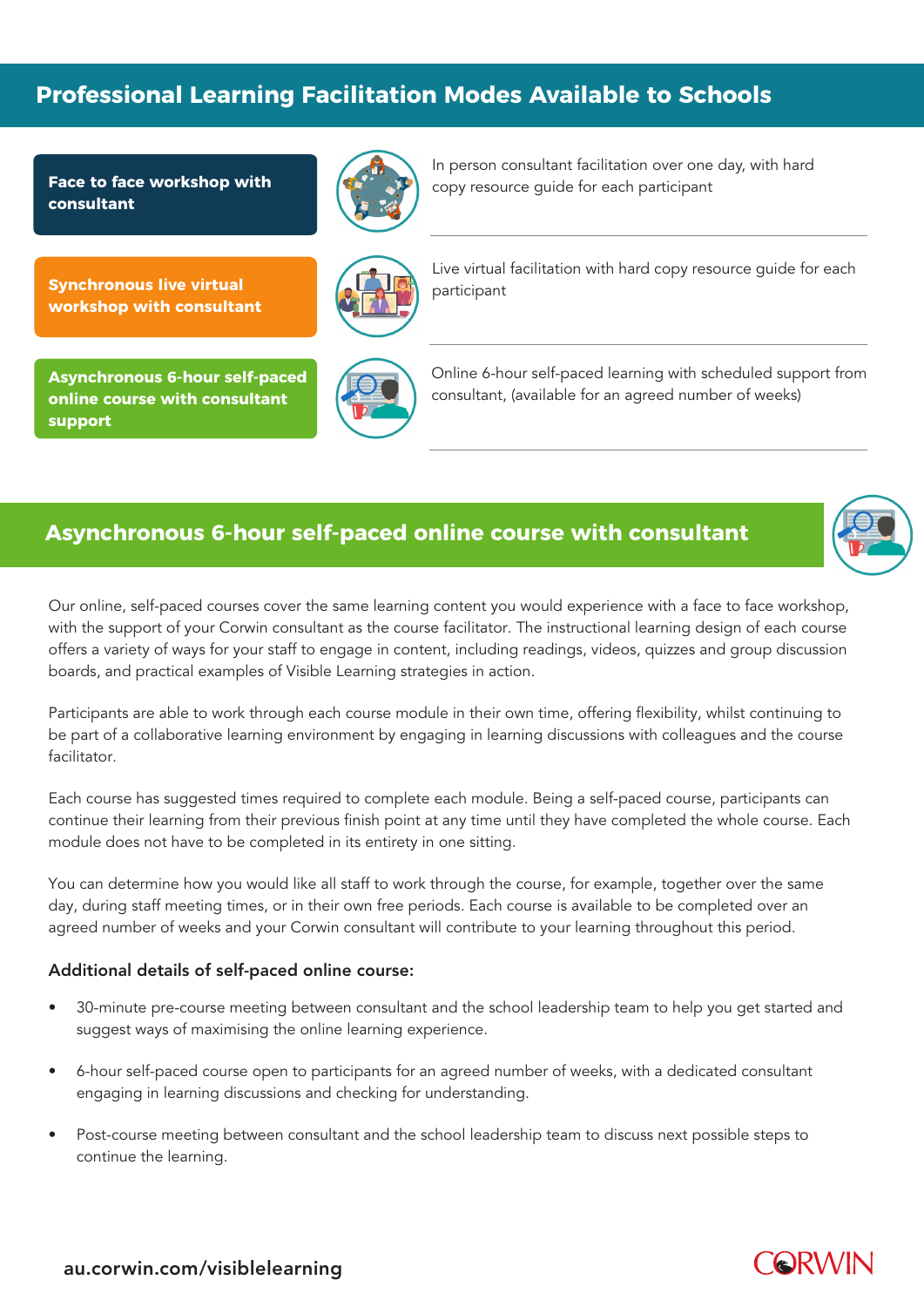# Professional Learning Facilitation Modes Available to Schools

| | |
|---|---|
| **Face to face workshop with consultant** | In person consultant facilitation over one day, with hard copy resource guide for each participant |
| **Synchronous live virtual workshop with consultant** | Live virtual facilitation with hard copy resource guide for each participant |
| **Asynchronous 6-hour self-paced online course with consultant support** | Online 6-hour self-paced learning with scheduled support from consultant, (available for an agreed number of weeks) |

## Asynchronous 6-hour self-paced online course with consultant

Our online, self-paced courses cover the same learning content you would experience with a face to face workshop, with the support of your Corwin consultant as the course facilitator. The instructional learning design of each course offers a variety of ways for your staff to engage in content, including readings, videos, quizzes and group discussion boards, and practical examples of Visible Learning strategies in action.

Participants are able to work through each course module in their own time, offering flexibility, whilst continuing to be part of a collaborative learning environment by engaging in learning discussions with colleagues and the course facilitator.

Each course has suggested times required to complete each module. Being a self-paced course, participants can continue their learning from their previous finish point at any time until they have completed the whole course. Each module does not have to be completed in its entirety in one sitting.

You can determine how you would like all staff to work through the course, for example, together over the same day, during staff meeting times, or in their own free periods. Each course is available to be completed over an agreed number of weeks and your Corwin consultant will contribute to your learning throughout this period.

### Additional details of self-paced online course:

- 30-minute pre-course meeting between consultant and the school leadership team to help you get started and suggest ways of maximising the online learning experience.
- 6-hour self-paced course open to participants for an agreed number of weeks, with a dedicated consultant engaging in learning discussions and checking for understanding.
- Post-course meeting between consultant and the school leadership team to discuss next possible steps to continue the learning.

au.corwin.com/visiblelearning

CORWIN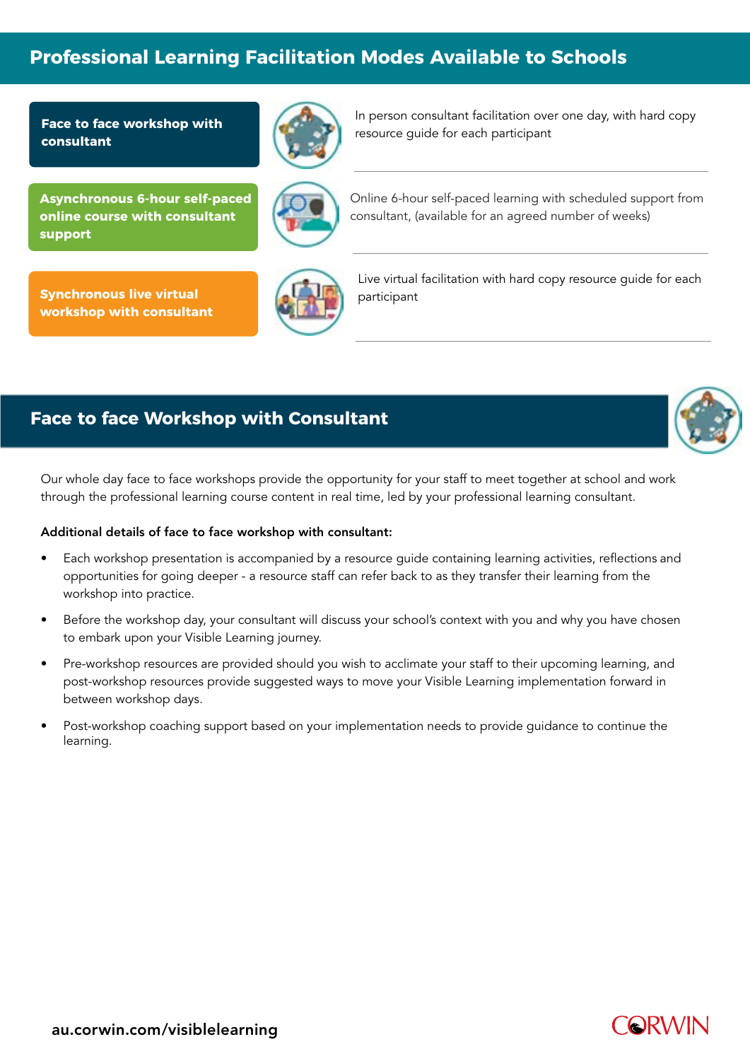## Professional Learning Facilitation Modes Available to Schools

| | |
|---|---|
| **Face to face workshop with consultant** | In person consultant facilitation over one day, with hard copy resource guide for each participant |
| **Asynchronous 6-hour self-paced online course with consultant support** | Online 6-hour self-paced learning with scheduled support from consultant, (available for an agreed number of weeks) |
| **Synchronous live virtual workshop with consultant** | Live virtual facilitation with hard copy resource guide for each participant |

## Face to face Workshop with Consultant

Our whole day face to face workshops provide the opportunity for your staff to meet together at school and work through the professional learning course content in real time, led by your professional learning consultant.

**Additional details of face to face workshop with consultant:**

- Each workshop presentation is accompanied by a resource guide containing learning activities, reflections and opportunities for going deeper - a resource staff can refer back to as they transfer their learning from the workshop into practice.
- Before the workshop day, your consultant will discuss your school's context with you and why you have chosen to embark upon your Visible Learning journey.
- Pre-workshop resources are provided should you wish to acclimate your staff to their upcoming learning, and post-workshop resources provide suggested ways to move your Visible Learning implementation forward in between workshop days.
- Post-workshop coaching support based on your implementation needs to provide guidance to continue the learning.

au.corwin.com/visiblelearning

CORWIN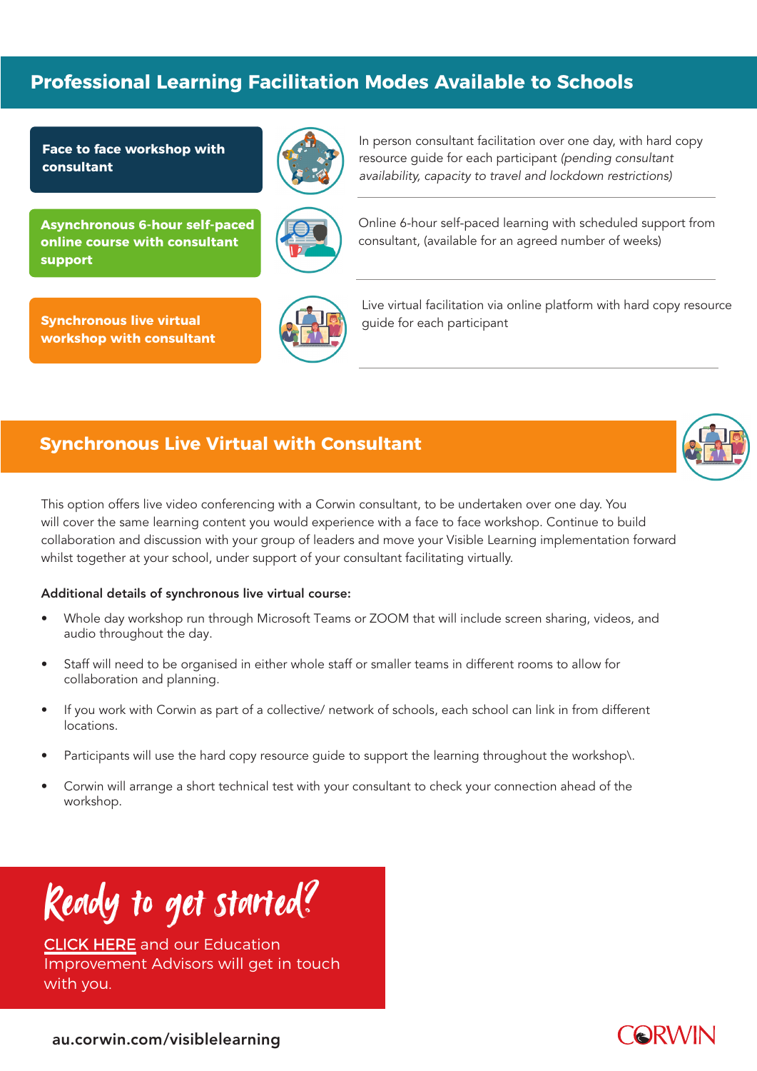## Professional Learning Facilitation Modes Available to Schools

| | |
|---|---|
| **Face to face workshop with consultant** | In person consultant facilitation over one day, with hard copy resource guide for each participant *(pending consultant availability, capacity to travel and lockdown restrictions)* |
| **Asynchronous 6-hour self-paced online course with consultant support** | Online 6-hour self-paced learning with scheduled support from consultant, (available for an agreed number of weeks) |
| **Synchronous live virtual workshop with consultant** | Live virtual facilitation via online platform with hard copy resource guide for each participant |

## Synchronous Live Virtual with Consultant

This option offers live video conferencing with a Corwin consultant, to be undertaken over one day. You will cover the same learning content you would experience with a face to face workshop. Continue to build collaboration and discussion with your group of leaders and move your Visible Learning implementation forward whilst together at your school, under support of your consultant facilitating virtually.

**Additional details of synchronous live virtual course:**

- Whole day workshop run through Microsoft Teams or ZOOM that will include screen sharing, videos, and audio throughout the day.
- Staff will need to be organised in either whole staff or smaller teams in different rooms to allow for collaboration and planning.
- If you work with Corwin as part of a collective/ network of schools, each school can link in from different locations.
- Participants will use the hard copy resource guide to support the learning throughout the workshop\.
- Corwin will arrange a short technical test with your consultant to check your connection ahead of the workshop.

## Ready to get started?

CLICK HERE and our Education Improvement Advisors will get in touch with you.

au.corwin.com/visiblelearning

CORWIN